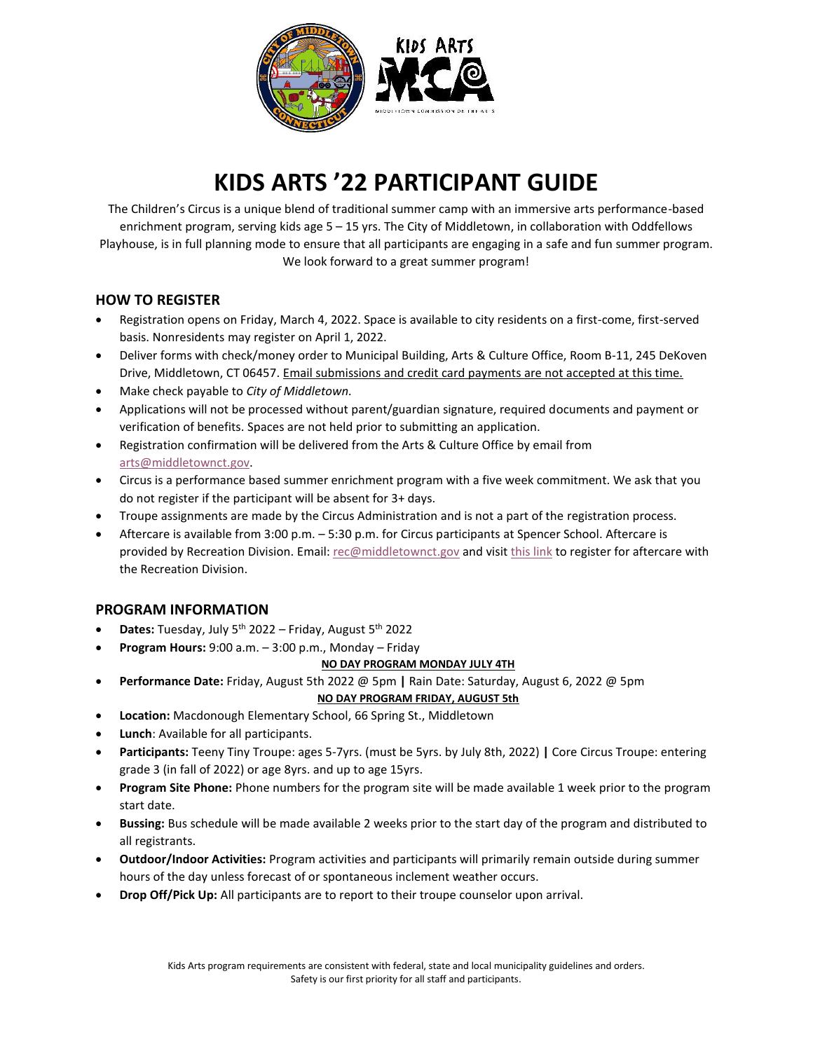# KIDS ARTS '22 PARTICIPANT GUIDE

The Children's Circus is a unique blend of traditional summer camp with an immersive arts performance-based enrichment program, serving kids age 5 – 15 yrs. The City of Middletown, in collaboration with Oddfellows Playhouse, is in full planning mode to ensure that all participants are engaging in a safe and fun summer program. We look forward to a great summer program!

## HOW TO REGISTER

- Registration opens on Friday, March 4, 2022. Space is available to city residents on a first-come, first-served basis. Nonresidents may register on April 1, 2022.
- Deliver forms with check/money order to Municipal Building, Arts & Culture Office, Room B-11, 245 DeKoven Drive, Middletown, CT 06457. Email submissions and credit card payments are not accepted at this time.
- Make check payable to *City of Middletown.*
- Applications will not be processed without parent/guardian signature, required documents and payment or verification of benefits. Spaces are not held prior to submitting an application.
- Registration confirmation will be delivered from the Arts & Culture Office by email from arts@middletownct.gov.
- Circus is a performance based summer enrichment program with a five week commitment. We ask that you do not register if the participant will be absent for 3+ days.
- Troupe assignments are made by the Circus Administration and is not a part of the registration process.
- Aftercare is available from 3:00 p.m. – 5:30 p.m. for Circus participants at Spencer School. Aftercare is provided by Recreation Division. Email: rec@middletownct.gov and visit this link to register for aftercare with the Recreation Division.

## PROGRAM INFORMATION

- **Dates:** Tuesday, July 5th 2022 – Friday, August 5th 2022
- **Program Hours:** 9:00 a.m. – 3:00 p.m., Monday – Friday

  **NO DAY PROGRAM MONDAY JULY 4TH**
- **Performance Date:** Friday, August 5th 2022 @ 5pm **|** Rain Date: Saturday, August 6, 2022 @ 5pm

  **NO DAY PROGRAM FRIDAY, AUGUST 5th**
- **Location:** Macdonough Elementary School, 66 Spring St., Middletown
- **Lunch**: Available for all participants.
- **Participants:** Teeny Tiny Troupe: ages 5-7yrs. (must be 5yrs. by July 8th, 2022) **|** Core Circus Troupe: entering grade 3 (in fall of 2022) or age 8yrs. and up to age 15yrs.
- **Program Site Phone:** Phone numbers for the program site will be made available 1 week prior to the program start date.
- **Bussing:** Bus schedule will be made available 2 weeks prior to the start day of the program and distributed to all registrants.
- **Outdoor/Indoor Activities:** Program activities and participants will primarily remain outside during summer hours of the day unless forecast of or spontaneous inclement weather occurs.
- **Drop Off/Pick Up:** All participants are to report to their troupe counselor upon arrival.

Kids Arts program requirements are consistent with federal, state and local municipality guidelines and orders. Safety is our first priority for all staff and participants.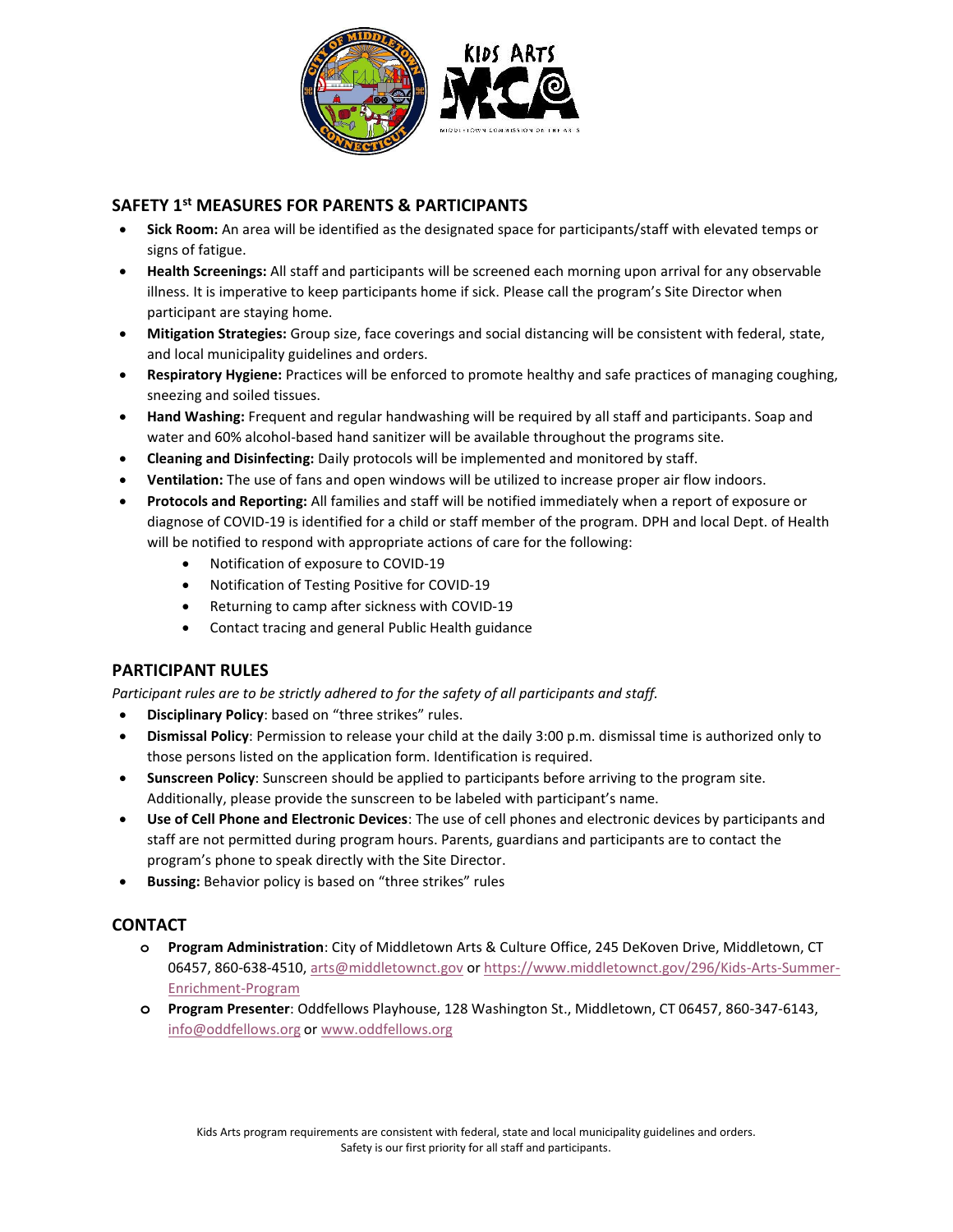## SAFETY 1st MEASURES FOR PARENTS & PARTICIPANTS

- **Sick Room:** An area will be identified as the designated space for participants/staff with elevated temps or signs of fatigue.
- **Health Screenings:** All staff and participants will be screened each morning upon arrival for any observable illness. It is imperative to keep participants home if sick. Please call the program's Site Director when participant are staying home.
- **Mitigation Strategies:** Group size, face coverings and social distancing will be consistent with federal, state, and local municipality guidelines and orders.
- **Respiratory Hygiene:** Practices will be enforced to promote healthy and safe practices of managing coughing, sneezing and soiled tissues.
- **Hand Washing:** Frequent and regular handwashing will be required by all staff and participants. Soap and water and 60% alcohol-based hand sanitizer will be available throughout the programs site.
- **Cleaning and Disinfecting:** Daily protocols will be implemented and monitored by staff.
- **Ventilation:** The use of fans and open windows will be utilized to increase proper air flow indoors.
- **Protocols and Reporting:** All families and staff will be notified immediately when a report of exposure or diagnose of COVID-19 is identified for a child or staff member of the program. DPH and local Dept. of Health will be notified to respond with appropriate actions of care for the following:
  - Notification of exposure to COVID-19
  - Notification of Testing Positive for COVID-19
  - Returning to camp after sickness with COVID-19
  - Contact tracing and general Public Health guidance

## PARTICIPANT RULES

*Participant rules are to be strictly adhered to for the safety of all participants and staff.*

- **Disciplinary Policy**: based on "three strikes" rules.
- **Dismissal Policy**: Permission to release your child at the daily 3:00 p.m. dismissal time is authorized only to those persons listed on the application form. Identification is required.
- **Sunscreen Policy**: Sunscreen should be applied to participants before arriving to the program site. Additionally, please provide the sunscreen to be labeled with participant's name.
- **Use of Cell Phone and Electronic Devices**: The use of cell phones and electronic devices by participants and staff are not permitted during program hours. Parents, guardians and participants are to contact the program's phone to speak directly with the Site Director.
- **Bussing:** Behavior policy is based on "three strikes" rules

## CONTACT

- **Program Administration**: City of Middletown Arts & Culture Office, 245 DeKoven Drive, Middletown, CT 06457, 860-638-4510, arts@middletownct.gov or https://www.middletownct.gov/296/Kids-Arts-Summer-Enrichment-Program
- **Program Presenter**: Oddfellows Playhouse, 128 Washington St., Middletown, CT 06457, 860-347-6143, info@oddfellows.org or www.oddfellows.org

Kids Arts program requirements are consistent with federal, state and local municipality guidelines and orders.
Safety is our first priority for all staff and participants.